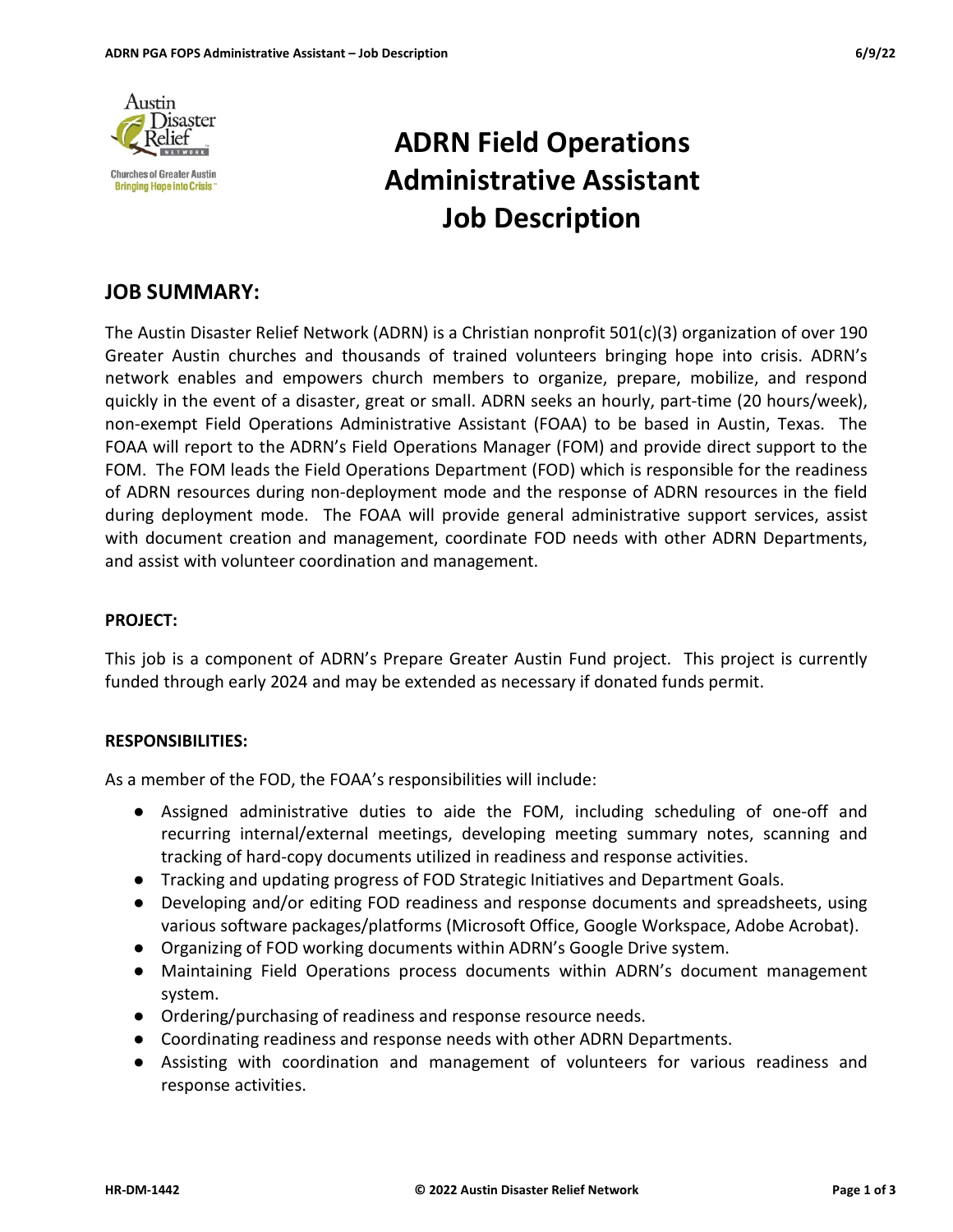# ADRN Field Operations Administrative Assistant Job Description

## JOB SUMMARY:

The Austin Disaster Relief Network (ADRN) is a Christian nonprofit 501(c)(3) organization of over 190 Greater Austin churches and thousands of trained volunteers bringing hope into crisis. ADRN's network enables and empowers church members to organize, prepare, mobilize, and respond quickly in the event of a disaster, great or small. ADRN seeks an hourly, part-time (20 hours/week), non-exempt Field Operations Administrative Assistant (FOAA) to be based in Austin, Texas. The FOAA will report to the ADRN's Field Operations Manager (FOM) and provide direct support to the FOM. The FOM leads the Field Operations Department (FOD) which is responsible for the readiness of ADRN resources during non-deployment mode and the response of ADRN resources in the field during deployment mode. The FOAA will provide general administrative support services, assist with document creation and management, coordinate FOD needs with other ADRN Departments, and assist with volunteer coordination and management.

**PROJECT:**

This job is a component of ADRN's Prepare Greater Austin Fund project. This project is currently funded through early 2024 and may be extended as necessary if donated funds permit.

**RESPONSIBILITIES:**

As a member of the FOD, the FOAA's responsibilities will include:

- Assigned administrative duties to aide the FOM, including scheduling of one-off and recurring internal/external meetings, developing meeting summary notes, scanning and tracking of hard-copy documents utilized in readiness and response activities.
- Tracking and updating progress of FOD Strategic Initiatives and Department Goals.
- Developing and/or editing FOD readiness and response documents and spreadsheets, using various software packages/platforms (Microsoft Office, Google Workspace, Adobe Acrobat).
- Organizing of FOD working documents within ADRN's Google Drive system.
- Maintaining Field Operations process documents within ADRN's document management system.
- Ordering/purchasing of readiness and response resource needs.
- Coordinating readiness and response needs with other ADRN Departments.
- Assisting with coordination and management of volunteers for various readiness and response activities.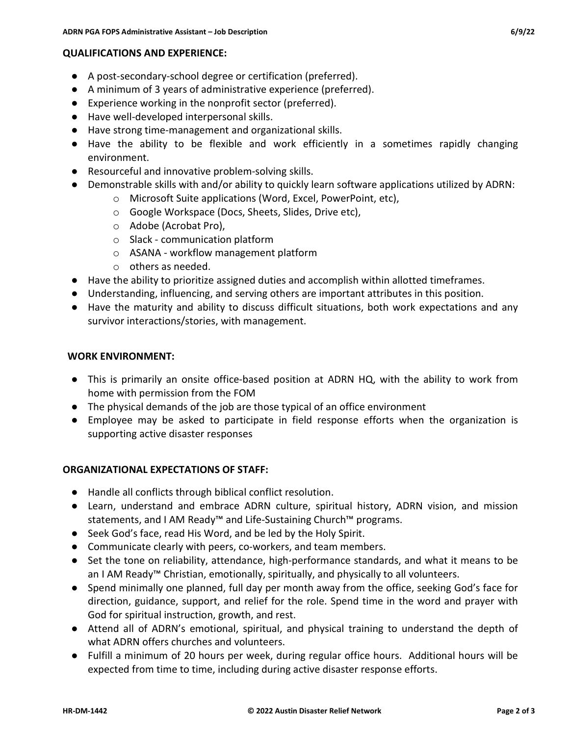**QUALIFICATIONS AND EXPERIENCE:**

- A post-secondary-school degree or certification (preferred).
- A minimum of 3 years of administrative experience (preferred).
- Experience working in the nonprofit sector (preferred).
- Have well-developed interpersonal skills.
- Have strong time-management and organizational skills.
- Have the ability to be flexible and work efficiently in a sometimes rapidly changing environment.
- Resourceful and innovative problem-solving skills.
- Demonstrable skills with and/or ability to quickly learn software applications utilized by ADRN:
  - Microsoft Suite applications (Word, Excel, PowerPoint, etc),
  - Google Workspace (Docs, Sheets, Slides, Drive etc),
  - Adobe (Acrobat Pro),
  - Slack - communication platform
  - ASANA - workflow management platform
  - others as needed.
- Have the ability to prioritize assigned duties and accomplish within allotted timeframes.
- Understanding, influencing, and serving others are important attributes in this position.
- Have the maturity and ability to discuss difficult situations, both work expectations and any survivor interactions/stories, with management.

**WORK ENVIRONMENT:**

- This is primarily an onsite office-based position at ADRN HQ, with the ability to work from home with permission from the FOM
- The physical demands of the job are those typical of an office environment
- Employee may be asked to participate in field response efforts when the organization is supporting active disaster responses

**ORGANIZATIONAL EXPECTATIONS OF STAFF:**

- Handle all conflicts through biblical conflict resolution.
- Learn, understand and embrace ADRN culture, spiritual history, ADRN vision, and mission statements, and I AM Ready™ and Life-Sustaining Church™ programs.
- Seek God's face, read His Word, and be led by the Holy Spirit.
- Communicate clearly with peers, co-workers, and team members.
- Set the tone on reliability, attendance, high-performance standards, and what it means to be an I AM Ready™ Christian, emotionally, spiritually, and physically to all volunteers.
- Spend minimally one planned, full day per month away from the office, seeking God's face for direction, guidance, support, and relief for the role. Spend time in the word and prayer with God for spiritual instruction, growth, and rest.
- Attend all of ADRN's emotional, spiritual, and physical training to understand the depth of what ADRN offers churches and volunteers.
- Fulfill a minimum of 20 hours per week, during regular office hours. Additional hours will be expected from time to time, including during active disaster response efforts.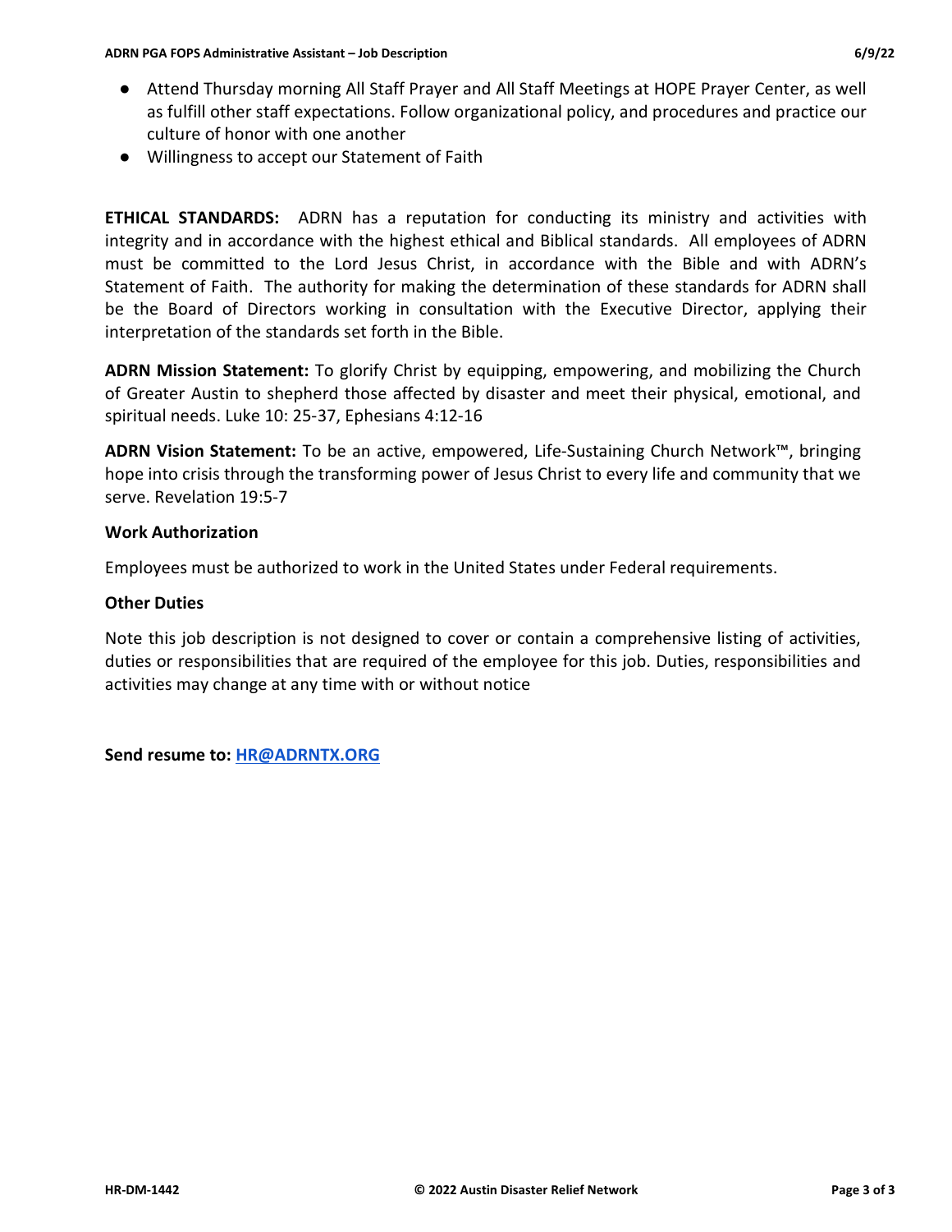- Attend Thursday morning All Staff Prayer and All Staff Meetings at HOPE Prayer Center, as well as fulfill other staff expectations. Follow organizational policy, and procedures and practice our culture of honor with one another
- Willingness to accept our Statement of Faith

**ETHICAL STANDARDS:** ADRN has a reputation for conducting its ministry and activities with integrity and in accordance with the highest ethical and Biblical standards. All employees of ADRN must be committed to the Lord Jesus Christ, in accordance with the Bible and with ADRN's Statement of Faith. The authority for making the determination of these standards for ADRN shall be the Board of Directors working in consultation with the Executive Director, applying their interpretation of the standards set forth in the Bible.

**ADRN Mission Statement:** To glorify Christ by equipping, empowering, and mobilizing the Church of Greater Austin to shepherd those affected by disaster and meet their physical, emotional, and spiritual needs. Luke 10: 25-37, Ephesians 4:12-16

**ADRN Vision Statement:** To be an active, empowered, Life-Sustaining Church Network™, bringing hope into crisis through the transforming power of Jesus Christ to every life and community that we serve. Revelation 19:5-7

**Work Authorization**

Employees must be authorized to work in the United States under Federal requirements.

**Other Duties**

Note this job description is not designed to cover or contain a comprehensive listing of activities, duties or responsibilities that are required of the employee for this job. Duties, responsibilities and activities may change at any time with or without notice

**Send resume to: HR@ADRNTX.ORG**